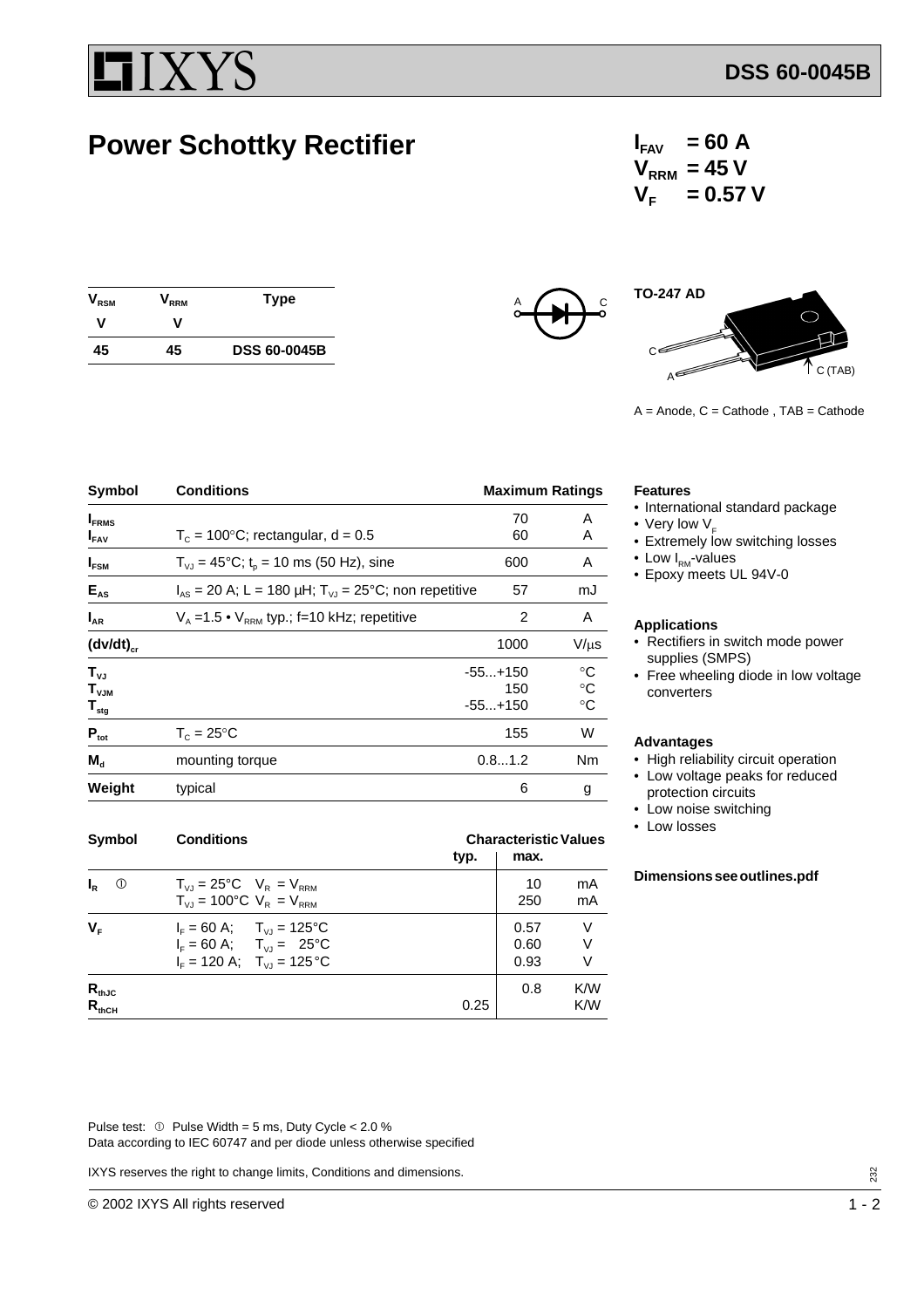IXYS

# DSS 60-0045B

## Power Schottky Rectifier

$I_{FAV}$ = 60 A
$V_{RRM}$ = 45 V
$V_F$ = 0.57 V

| $V_{RSM}$ V | $V_{RRM}$ V | Type |
|---|---|---|
| 45 | 45 | DSS 60-0045B |

TO-247 AD

A = Anode, C = Cathode , TAB = Cathode

| Symbol | Conditions | Maximum Ratings | |
|---|---|---|---|
| $I_{FRMS}$ | | 70 | A |
| $I_{FAV}$ | $T_C$ = 100°C; rectangular, d = 0.5 | 60 | A |
| $I_{FSM}$ | $T_{VJ}$ = 45°C; $t_p$ = 10 ms (50 Hz), sine | 600 | A |
| $E_{AS}$ | $I_{AS}$ = 20 A; L = 180 µH; $T_{VJ}$ = 25°C; non repetitive | 57 | mJ |
| $I_{AR}$ | $V_A$ =1.5 • $V_{RRM}$ typ.; f=10 kHz; repetitive | 2 | A |
| $(dv/dt)_{cr}$ | | 1000 | V/µs |
| $T_{VJ}$ | | -55...+150 | °C |
| $T_{VJM}$ | | 150 | °C |
| $T_{stg}$ | | -55...+150 | °C |
| $P_{tot}$ | $T_C$ = 25°C | 155 | W |
| $M_d$ | mounting torque | 0.8...1.2 | Nm |
| Weight | typical | 6 | g |

| Symbol | Conditions | Characteristic Values typ. | max. | |
|---|---|---|---|---|
| $I_R$ ① | $T_{VJ}$ = 25°C $V_R$ = $V_{RRM}$ | | 10 | mA |
| | $T_{VJ}$ = 100°C $V_R$ = $V_{RRM}$ | | 250 | mA |
| $V_F$ | $I_F$ = 60 A; $T_{VJ}$ = 125°C | | 0.57 | V |
| | $I_F$ = 60 A; $T_{VJ}$ = 25°C | | 0.60 | V |
| | $I_F$ = 120 A; $T_{VJ}$ = 125°C | | 0.93 | V |
| $R_{thJC}$ | | | 0.8 | K/W |
| $R_{thCH}$ | | 0.25 | | K/W |

### Features
- International standard package
- Very low $V_F$
- Extremely low switching losses
- Low $I_{RM}$-values
- Epoxy meets UL 94V-0

### Applications
- Rectifiers in switch mode power supplies (SMPS)
- Free wheeling diode in low voltage converters

### Advantages
- High reliability circuit operation
- Low voltage peaks for reduced protection circuits
- Low noise switching
- Low losses

**Dimensions see outlines.pdf**

Pulse test: ① Pulse Width = 5 ms, Duty Cycle < 2.0 %
Data according to IEC 60747 and per diode unless otherwise specified

IXYS reserves the right to change limits, Conditions and dimensions.

© 2002 IXYS All rights reserved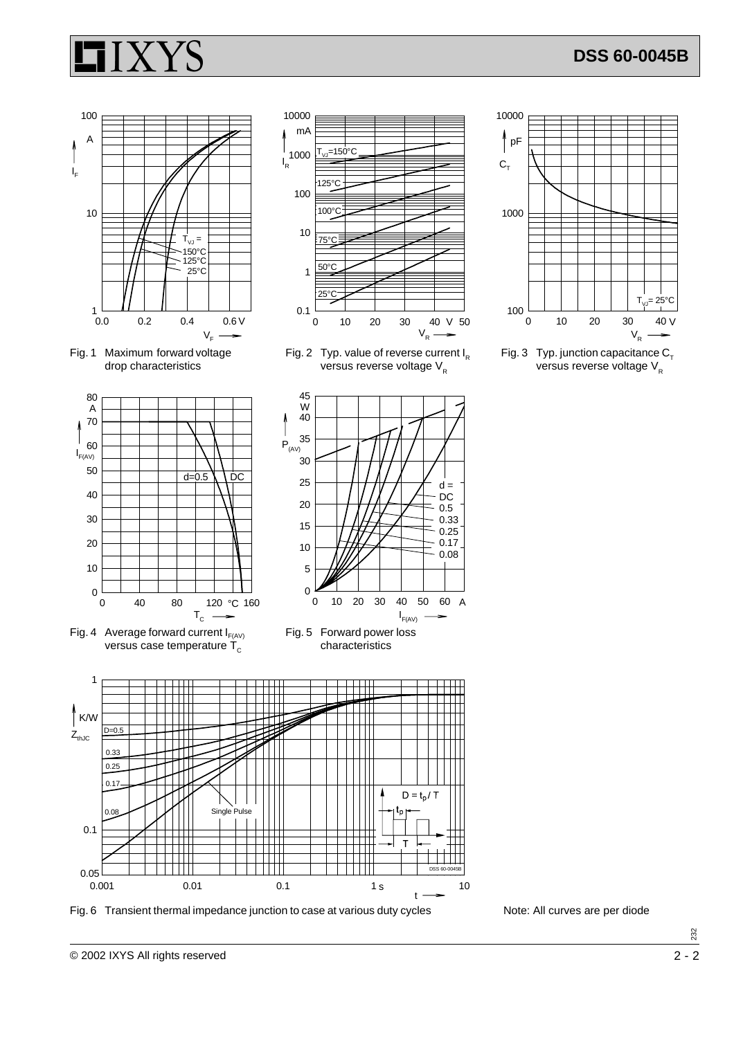Fig. 1 Maximum forward voltage drop characteristics

100
A
$I_F$
10
1
0.0 0.2 0.4 0.6 V
$V_F$
$T_{VJ}$ =
150°C
125°C
25°C

Fig. 2 Typ. value of reverse current $I_R$ versus reverse voltage $V_R$

10000
mA
$I_R$
1000
100
10
1
0.1
0 10 20 30 40 V 50
$V_R$
$T_{VJ}$=150°C
125°C
100°C
75°C
50°C
25°C

Fig. 3 Typ. junction capacitance $C_T$ versus reverse voltage $V_R$

10000
pF
$C_T$
1000
100
0 10 20 30 40 V
$V_R$
$T_{VJ}$= 25°C

Fig. 4 Average forward current $I_{F(AV)}$ versus case temperature $T_C$

80
A
70
60
$I_{F(AV)}$
50
40
30
20
10
0
0 40 80 120 °C 160
$T_C$
d=0.5
DC

Fig. 5 Forward power loss characteristics

45
W
40
35
$P_{(AV)}$
30
25
20
15
10
5
0
0 10 20 30 40 50 60 A
$I_{F(AV)}$
d =
DC
0.5
0.33
0.25
0.17
0.08

Fig. 6 Transient thermal impedance junction to case at various duty cycles

1
K/W
$Z_{thJC}$
0.1
0.05
0.001 0.01 0.1 1 s 10
t
D=0.5
0.33
0.25
0.17
0.08
Single Pulse
$D = t_p / T$
$t_p$
T
DSS 60-0045B

Note: All curves are per diode

© 2002 IXYS All rights reserved